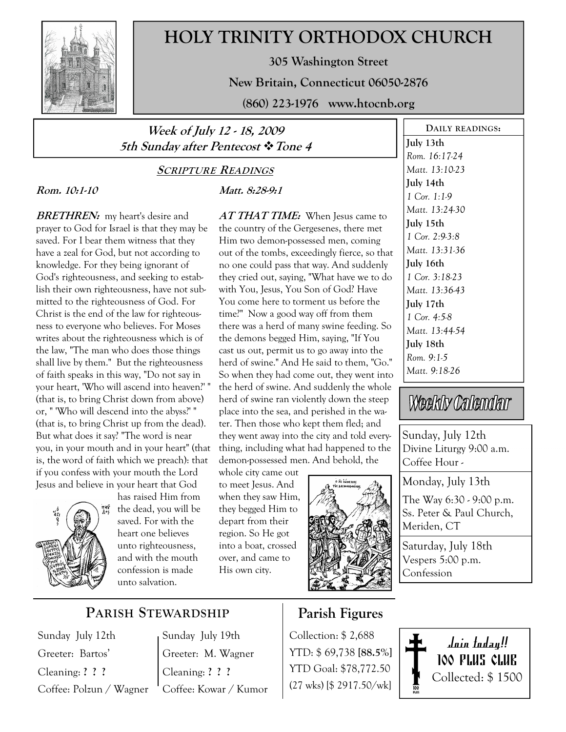# HOLY TRINITY ORTHODOX CHURCH

**305 Washington Street**

**New Britain, Connecticut 06050-2876**

**(860) 223-1976 www.htocnb.org**

***Week of July 12 - 18, 2009***
***5th Sunday after Pentecost ❖ Tone 4***

## SCRIPTURE READINGS

***Rom. 10:1-10***

***BRETHREN:*** my heart's desire and prayer to God for Israel is that they may be saved. For I bear them witness that they have a zeal for God, but not according to knowledge. For they being ignorant of God's righteousness, and seeking to establish their own righteousness, have not submitted to the righteousness of God. For Christ is the end of the law for righteousness to everyone who believes. For Moses writes about the righteousness which is of the law, "The man who does those things shall live by them." But the righteousness of faith speaks in this way, "Do not say in your heart, 'Who will ascend into heaven?' " (that is, to bring Christ down from above) or, " 'Who will descend into the abyss?' " (that is, to bring Christ up from the dead). But what does it say? "The word is near you, in your mouth and in your heart" (that is, the word of faith which we preach): that if you confess with your mouth the Lord Jesus and believe in your heart that God has raised Him from the dead, you will be saved. For with the heart one believes unto righteousness, and with the mouth confession is made unto salvation.

***Matt. 8:28-9:1***

***AT THAT TIME:*** When Jesus came to the country of the Gergesenes, there met Him two demon-possessed men, coming out of the tombs, exceedingly fierce, so that no one could pass that way. And suddenly they cried out, saying, "What have we to do with You, Jesus, You Son of God? Have You come here to torment us before the time?" Now a good way off from them there was a herd of many swine feeding. So the demons begged Him, saying, "If You cast us out, permit us to go away into the herd of swine." And He said to them, "Go." So when they had come out, they went into the herd of swine. And suddenly the whole herd of swine ran violently down the steep place into the sea, and perished in the water. Then those who kept them fled; and they went away into the city and told everything, including what had happened to the demon-possessed men. And behold, the whole city came out to meet Jesus. And when they saw Him, they begged Him to depart from their region. So He got into a boat, crossed over, and came to His own city.

### DAILY READINGS:

**July 13th**
*Rom. 16:17-24*
*Matt. 13:10-23*

**July 14th**
*1 Cor. 1:1-9*
*Matt. 13:24-30*

**July 15th**
*1 Cor. 2:9-3:8*
*Matt. 13:31-36*

**July 16th**
*1 Cor. 3:18-23*
*Matt. 13:36-43*

**July 17th**
*1 Cor. 4:5-8*
*Matt. 13:44-54*

**July 18th**
*Rom. 9:1-5*
*Matt. 9:18-26*

### Weekly Calendar

Sunday, July 12th
Divine Liturgy 9:00 a.m.
Coffee Hour -

Monday, July 13th
The Way 6:30 - 9:00 p.m.
Ss. Peter & Paul Church, Meriden, CT

Saturday, July 18th
Vespers 5:00 p.m.
Confession

## PARISH STEWARDSHIP

Sunday July 12th
Greeter: Bartos'
Cleaning: **? ? ?**
Coffee: Polzun / Wagner

Sunday July 19th
Greeter: M. Wagner
Cleaning: **? ? ?**
Coffee: Kowar / Kumor

## Parish Figures

Collection: $ 2,688
YTD: $ 69,738 **[88.5%]**
YTD Goal: $78,772.50
(27 wks) [$ 2917.50/wk]

***Join today!!***
**100 PLUS CLUB**
Collected: $ 1500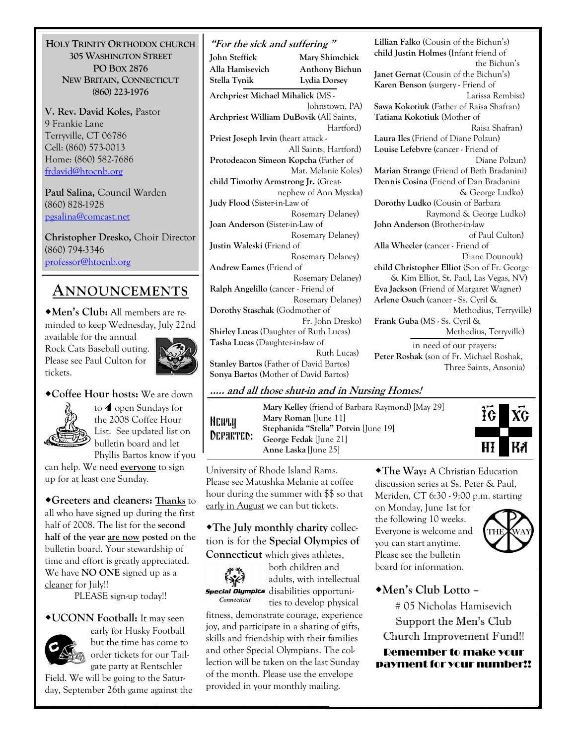**Holy Trinity Orthodox Church**
305 Washington Street
PO Box 2876
New Britain, Connecticut
(860) 223-1976

**V. Rev. David Koles,** Pastor
9 Frankie Lane
Terryville, CT 06786
Cell: (860) 573-0013
Home: (860) 582-7686
frdavid@htocnb.org

**Paul Salina,** Council Warden
(860) 828-1928
pgsalina@comcast.net

**Christopher Dresko,** Choir Director
(860) 794-3346
professor@htocnb.org

# ANNOUNCEMENTS

**Men's Club:** All members are reminded to keep Wednesday, July 22nd available for the annual Rock Cats Baseball outing. Please see Paul Culton for tickets.

**Coffee Hour hosts:** We are down to **4** open Sundays for the 2008 Coffee Hour List. See updated list on bulletin board and let Phyllis Bartos know if you can help. We need everyone to sign up for at least one Sunday.

**Greeters and cleaners:** Thanks to all who have signed up during the first half of 2008. The list for the **second half of the year are now posted** on the bulletin board. Your stewardship of time and effort is greatly appreciated. We have **NO ONE** signed up as a cleaner for July!!
PLEASE sign-up today!!

**UCONN Football:** It may seen early for Husky Football but the time has come to order tickets for our Tailgate party at Rentschler Field. We will be going to the Saturday, September 26th game against the University of Rhode Island Rams. Please see Matushka Melanie at coffee hour during the summer with $$ so that early in August we can but tickets.

**The July monthly charity** collection is for the **Special Olympics of Connecticut** which gives athletes, both children and adults, with intellectual disabilities opportunities to develop physical fitness, demonstrate courage, experience joy, and participate in a sharing of gifts, skills and friendship with their families and other Special Olympians. The collection will be taken on the last Sunday of the month. Please use the envelope provided in your monthly mailing.

## *"For the sick and suffering"*

**John Steffick**
**Mary Shimchick**
**Alla Hamisevich**
**Anthony Bichun**
**Stella Tynik**
**Lydia Dorsey**
**Archpriest Michael Mihalick** (MS - Johnstown, PA)
**Archpriest William DuBovik** (All Saints, Hartford)
**Priest Joseph Irvin** (heart attack - All Saints, Hartford)
**Protodeacon Simeon Kopcha** (Father of Mat. Melanie Koles)
**child Timothy Armstrong Jr.** (Great-nephew of Ann Myszka)
**Judy Flood** (Sister-in-Law of Rosemary Delaney)
**Joan Anderson** (Sister-in-Law of Rosemary Delaney)
**Justin Waleski** (Friend of Rosemary Delaney)
**Andrew Eames** (Friend of Rosemary Delaney)
**Ralph Angelillo** (cancer - Friend of Rosemary Delaney)
**Dorothy Staschak** (Godmother of Fr. John Dresko)
**Shirley Lucas** (Daughter of Ruth Lucas)
**Tasha Lucas** (Daughter-in-law of Ruth Lucas)
**Stanley Bartos** (Father of David Bartos)
**Sonya Bartos** (Mother of David Bartos)
**Lillian Falko** (Cousin of the Bichun's)
**child Justin Holmes** (Infant friend of the Bichun's)
**Janet Gernat** (Cousin of the Bichun's)
**Karen Benson** (surgery - Friend of Larissa Rembisz)
**Sawa Kokotiuk** (Father of Raisa Shafran)
**Tatiana Kokotiuk** (Mother of Raisa Shafran)
**Laura Iles** (Friend of Diane Polzun)
**Louise Lefebvre** (cancer - Friend of Diane Polzun)
**Marian Strange** (Friend of Beth Bradanini)
**Dennis Cosina** (Friend of Dan Bradanini & George Ludko)
**Dorothy Ludko** (Cousin of Barbara Raymond & George Ludko)
**John Anderson** (Brother-in-law of Paul Culton)
**Alla Wheeler** (cancer - Friend of Diane Dounouk)
**child Christopher Elliot** (Son of Fr. George & Kim Elliot, St. Paul, Las Vegas, NV)
**Eva Jackson** (Friend of Margaret Wagner)
**Arlene Osuch** (cancer - Ss. Cyril & Methodius, Terryville)
**Frank Guba** (MS - Ss. Cyril & Methodius, Terryville)

in need of our prayers:
**Peter Roshak** (son of Fr. Michael Roshak, Three Saints, Ansonia)

*..... and all those shut-in and in Nursing Homes!*

**Newly Departed:**
**Mary Kelley** (friend of Barbara Raymond) [May 29]
**Mary Roman** [June 11]
**Stephanida "Stella" Potvin** [June 19]
**George Fedak** [June 21]
**Anne Laska** [June 25]

**The Way:** A Christian Education discussion series at Ss. Peter & Paul, Meriden, CT 6:30 - 9:00 p.m. starting on Monday, June 1st for the following 10 weeks. Everyone is welcome and you can start anytime. Please see the bulletin board for information.

**Men's Club Lotto –**
# 05 Nicholas Hamisevich
Support the Men's Club Church Improvement Fund!!
**Remember to make your payment for your number!!**